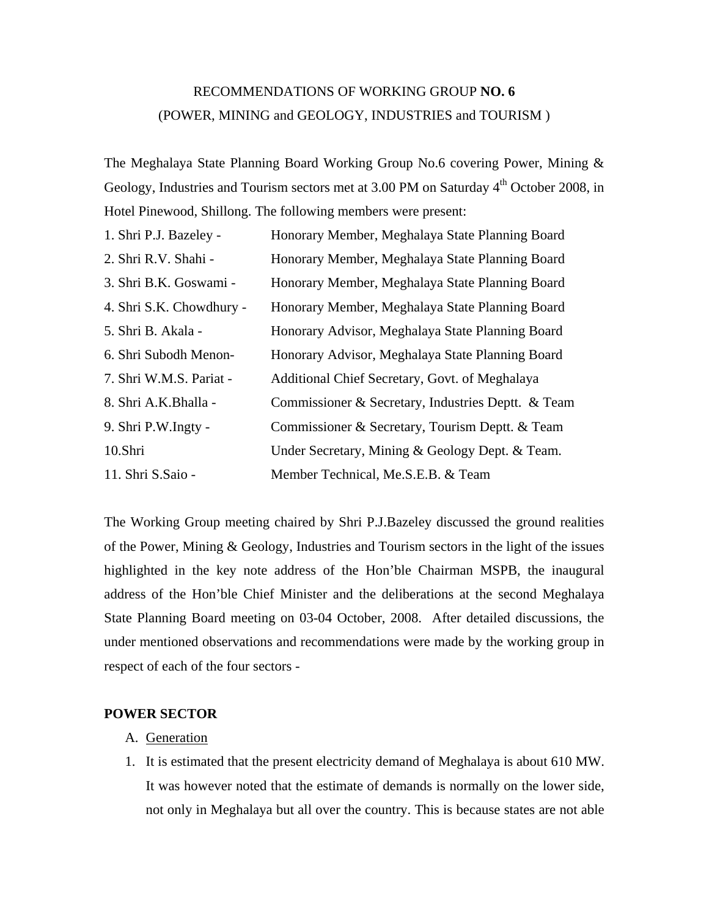# RECOMMENDATIONS OF WORKING GROUP **NO. 6**
## (POWER, MINING and GEOLOGY, INDUSTRIES and TOURISM )

The Meghalaya State Planning Board Working Group No.6 covering Power, Mining & Geology, Industries and Tourism sectors met at 3.00 PM on Saturday 4th October 2008, in Hotel Pinewood, Shillong. The following members were present:

| | |
|---|---|
| 1. Shri P.J. Bazeley - | Honorary Member, Meghalaya State Planning Board |
| 2. Shri R.V. Shahi - | Honorary Member, Meghalaya State Planning Board |
| 3. Shri B.K. Goswami - | Honorary Member, Meghalaya State Planning Board |
| 4. Shri S.K. Chowdhury - | Honorary Member, Meghalaya State Planning Board |
| 5. Shri B. Akala - | Honorary Advisor, Meghalaya State Planning Board |
| 6. Shri Subodh Menon- | Honorary Advisor, Meghalaya State Planning Board |
| 7. Shri W.M.S. Pariat - | Additional Chief Secretary, Govt. of Meghalaya |
| 8. Shri A.K.Bhalla - | Commissioner & Secretary, Industries Deptt. & Team |
| 9. Shri P.W.Ingty - | Commissioner & Secretary, Tourism Deptt. & Team |
| 10.Shri | Under Secretary, Mining & Geology Dept. & Team. |
| 11. Shri S.Saio - | Member Technical, Me.S.E.B. & Team |

The Working Group meeting chaired by Shri P.J.Bazeley discussed the ground realities of the Power, Mining & Geology, Industries and Tourism sectors in the light of the issues highlighted in the key note address of the Hon'ble Chairman MSPB, the inaugural address of the Hon'ble Chief Minister and the deliberations at the second Meghalaya State Planning Board meeting on 03-04 October, 2008. After detailed discussions, the under mentioned observations and recommendations were made by the working group in respect of each of the four sectors -

**POWER SECTOR**

A. Generation

1. It is estimated that the present electricity demand of Meghalaya is about 610 MW. It was however noted that the estimate of demands is normally on the lower side, not only in Meghalaya but all over the country. This is because states are not able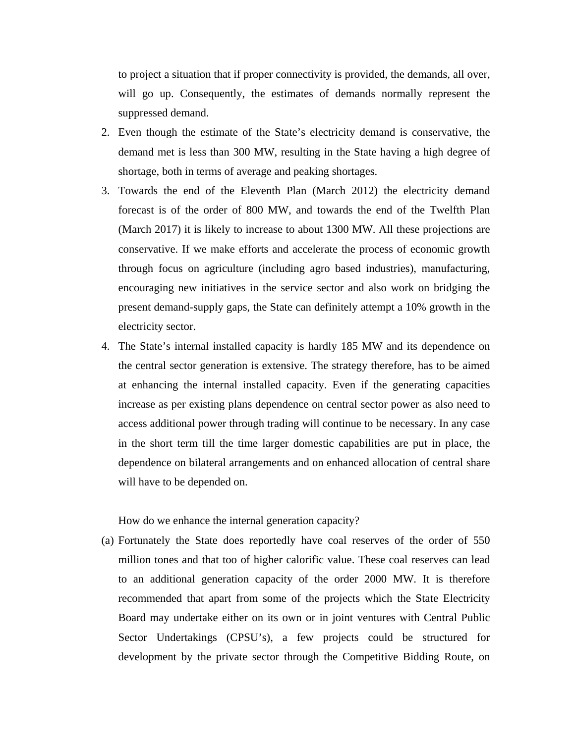to project a situation that if proper connectivity is provided, the demands, all over, will go up. Consequently, the estimates of demands normally represent the suppressed demand.

2. Even though the estimate of the State's electricity demand is conservative, the demand met is less than 300 MW, resulting in the State having a high degree of shortage, both in terms of average and peaking shortages.
3. Towards the end of the Eleventh Plan (March 2012) the electricity demand forecast is of the order of 800 MW, and towards the end of the Twelfth Plan (March 2017) it is likely to increase to about 1300 MW. All these projections are conservative. If we make efforts and accelerate the process of economic growth through focus on agriculture (including agro based industries), manufacturing, encouraging new initiatives in the service sector and also work on bridging the present demand-supply gaps, the State can definitely attempt a 10% growth in the electricity sector.
4. The State's internal installed capacity is hardly 185 MW and its dependence on the central sector generation is extensive. The strategy therefore, has to be aimed at enhancing the internal installed capacity. Even if the generating capacities increase as per existing plans dependence on central sector power as also need to access additional power through trading will continue to be necessary. In any case in the short term till the time larger domestic capabilities are put in place, the dependence on bilateral arrangements and on enhanced allocation of central share will have to be depended on.

How do we enhance the internal generation capacity?

(a) Fortunately the State does reportedly have coal reserves of the order of 550 million tones and that too of higher calorific value. These coal reserves can lead to an additional generation capacity of the order 2000 MW. It is therefore recommended that apart from some of the projects which the State Electricity Board may undertake either on its own or in joint ventures with Central Public Sector Undertakings (CPSU's), a few projects could be structured for development by the private sector through the Competitive Bidding Route, on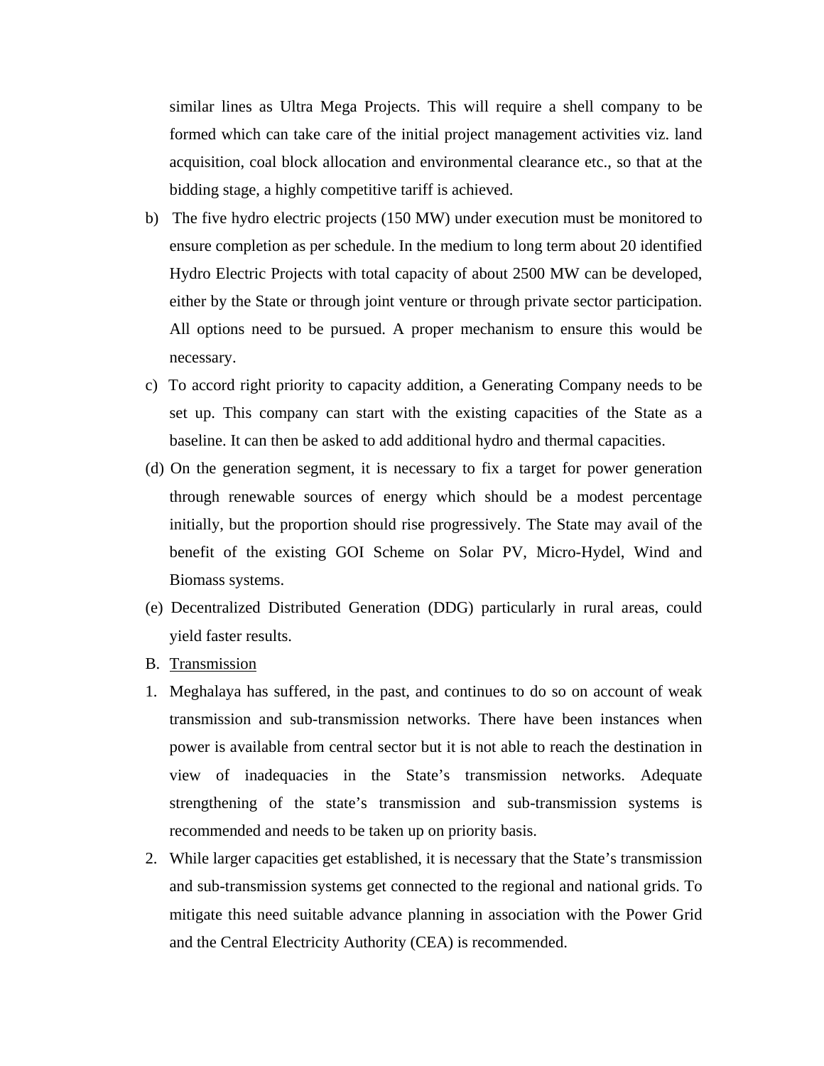similar lines as Ultra Mega Projects. This will require a shell company to be formed which can take care of the initial project management activities viz. land acquisition, coal block allocation and environmental clearance etc., so that at the bidding stage, a highly competitive tariff is achieved.

b) The five hydro electric projects (150 MW) under execution must be monitored to ensure completion as per schedule. In the medium to long term about 20 identified Hydro Electric Projects with total capacity of about 2500 MW can be developed, either by the State or through joint venture or through private sector participation. All options need to be pursued. A proper mechanism to ensure this would be necessary.

c) To accord right priority to capacity addition, a Generating Company needs to be set up. This company can start with the existing capacities of the State as a baseline. It can then be asked to add additional hydro and thermal capacities.

(d) On the generation segment, it is necessary to fix a target for power generation through renewable sources of energy which should be a modest percentage initially, but the proportion should rise progressively. The State may avail of the benefit of the existing GOI Scheme on Solar PV, Micro-Hydel, Wind and Biomass systems.

(e) Decentralized Distributed Generation (DDG) particularly in rural areas, could yield faster results.

B. <u>Transmission</u>

1. Meghalaya has suffered, in the past, and continues to do so on account of weak transmission and sub-transmission networks. There have been instances when power is available from central sector but it is not able to reach the destination in view of inadequacies in the State's transmission networks. Adequate strengthening of the state's transmission and sub-transmission systems is recommended and needs to be taken up on priority basis.

2. While larger capacities get established, it is necessary that the State's transmission and sub-transmission systems get connected to the regional and national grids. To mitigate this need suitable advance planning in association with the Power Grid and the Central Electricity Authority (CEA) is recommended.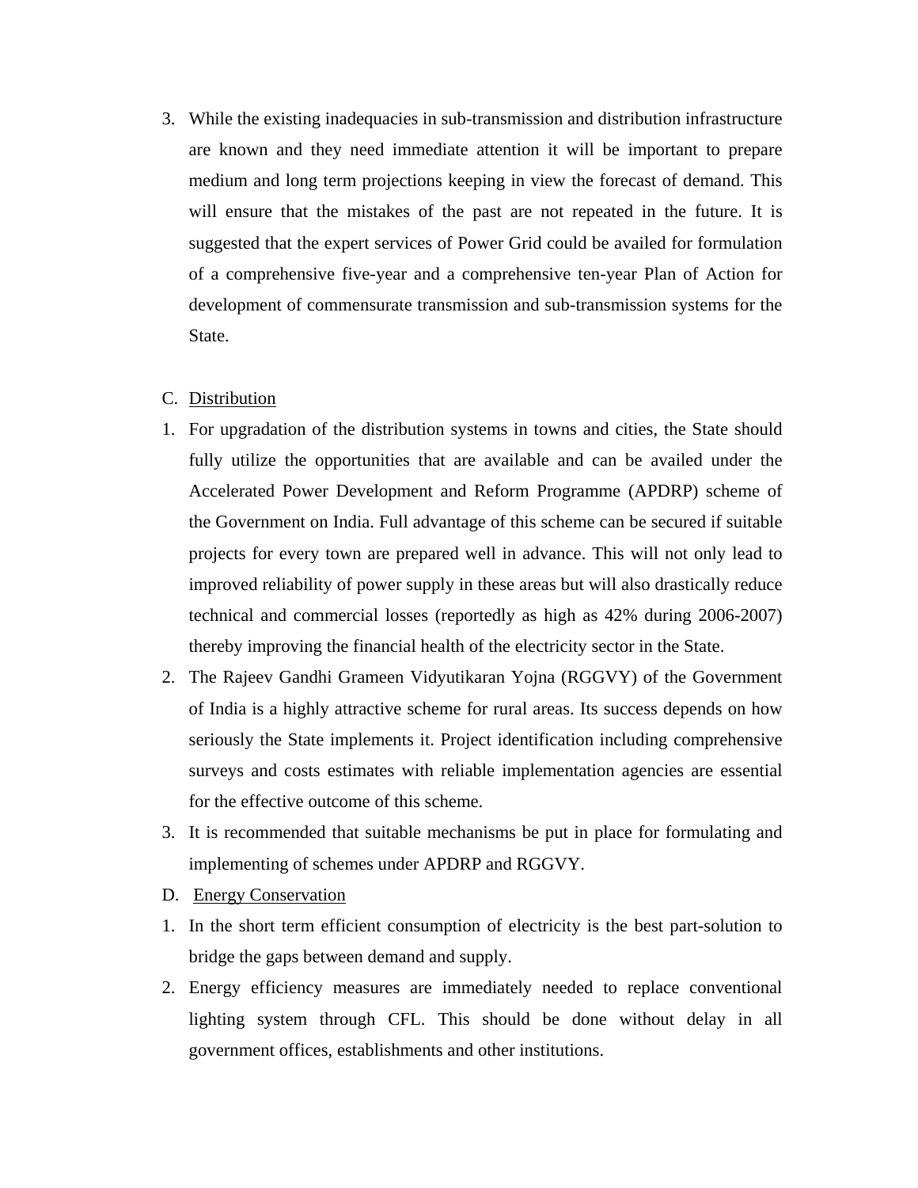3. While the existing inadequacies in sub-transmission and distribution infrastructure are known and they need immediate attention it will be important to prepare medium and long term projections keeping in view the forecast of demand. This will ensure that the mistakes of the past are not repeated in the future. It is suggested that the expert services of Power Grid could be availed for formulation of a comprehensive five-year and a comprehensive ten-year Plan of Action for development of commensurate transmission and sub-transmission systems for the State.

C. Distribution

1. For upgradation of the distribution systems in towns and cities, the State should fully utilize the opportunities that are available and can be availed under the Accelerated Power Development and Reform Programme (APDRP) scheme of the Government on India. Full advantage of this scheme can be secured if suitable projects for every town are prepared well in advance. This will not only lead to improved reliability of power supply in these areas but will also drastically reduce technical and commercial losses (reportedly as high as 42% during 2006-2007) thereby improving the financial health of the electricity sector in the State.
2. The Rajeev Gandhi Grameen Vidyutikaran Yojna (RGGVY) of the Government of India is a highly attractive scheme for rural areas. Its success depends on how seriously the State implements it. Project identification including comprehensive surveys and costs estimates with reliable implementation agencies are essential for the effective outcome of this scheme.
3. It is recommended that suitable mechanisms be put in place for formulating and implementing of schemes under APDRP and RGGVY.

D. Energy Conservation

1. In the short term efficient consumption of electricity is the best part-solution to bridge the gaps between demand and supply.
2. Energy efficiency measures are immediately needed to replace conventional lighting system through CFL. This should be done without delay in all government offices, establishments and other institutions.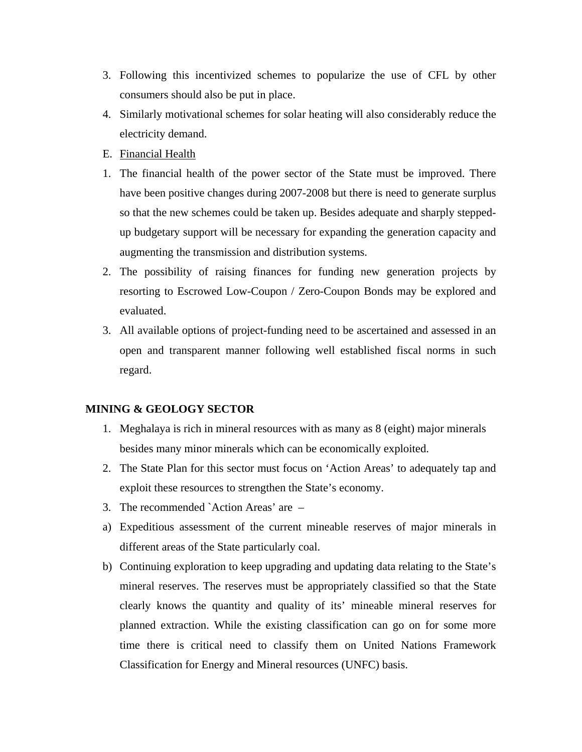3. Following this incentivized schemes to popularize the use of CFL by other consumers should also be put in place.
4. Similarly motivational schemes for solar heating will also considerably reduce the electricity demand.

E. <u>Financial Health</u>

1. The financial health of the power sector of the State must be improved. There have been positive changes during 2007-2008 but there is need to generate surplus so that the new schemes could be taken up. Besides adequate and sharply stepped-up budgetary support will be necessary for expanding the generation capacity and augmenting the transmission and distribution systems.
2. The possibility of raising finances for funding new generation projects by resorting to Escrowed Low-Coupon / Zero-Coupon Bonds may be explored and evaluated.
3. All available options of project-funding need to be ascertained and assessed in an open and transparent manner following well established fiscal norms in such regard.

**MINING & GEOLOGY SECTOR**

1. Meghalaya is rich in mineral resources with as many as 8 (eight) major minerals besides many minor minerals which can be economically exploited.
2. The State Plan for this sector must focus on 'Action Areas' to adequately tap and exploit these resources to strengthen the State's economy.
3. The recommended `Action Areas' are –

a) Expeditious assessment of the current mineable reserves of major minerals in different areas of the State particularly coal.

b) Continuing exploration to keep upgrading and updating data relating to the State's mineral reserves. The reserves must be appropriately classified so that the State clearly knows the quantity and quality of its' mineable mineral reserves for planned extraction. While the existing classification can go on for some more time there is critical need to classify them on United Nations Framework Classification for Energy and Mineral resources (UNFC) basis.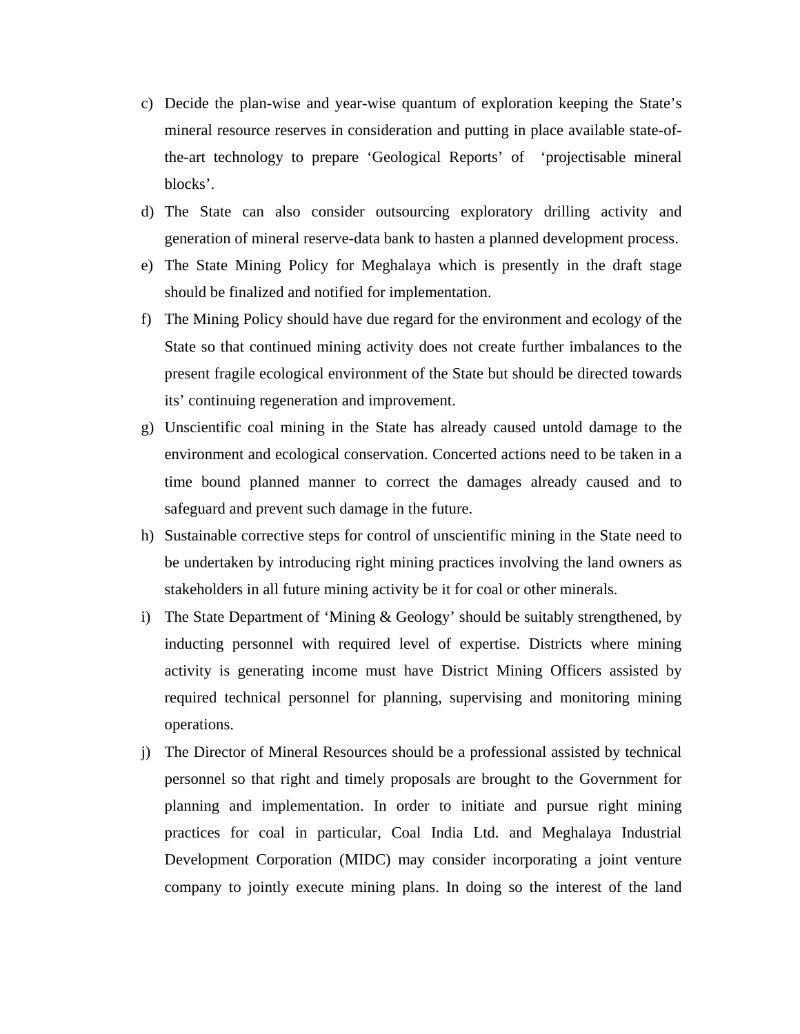c) Decide the plan-wise and year-wise quantum of exploration keeping the State's mineral resource reserves in consideration and putting in place available state-of-the-art technology to prepare 'Geological Reports' of 'projectisable mineral blocks'.

d) The State can also consider outsourcing exploratory drilling activity and generation of mineral reserve-data bank to hasten a planned development process.

e) The State Mining Policy for Meghalaya which is presently in the draft stage should be finalized and notified for implementation.

f) The Mining Policy should have due regard for the environment and ecology of the State so that continued mining activity does not create further imbalances to the present fragile ecological environment of the State but should be directed towards its' continuing regeneration and improvement.

g) Unscientific coal mining in the State has already caused untold damage to the environment and ecological conservation. Concerted actions need to be taken in a time bound planned manner to correct the damages already caused and to safeguard and prevent such damage in the future.

h) Sustainable corrective steps for control of unscientific mining in the State need to be undertaken by introducing right mining practices involving the land owners as stakeholders in all future mining activity be it for coal or other minerals.

i) The State Department of 'Mining & Geology' should be suitably strengthened, by inducting personnel with required level of expertise. Districts where mining activity is generating income must have District Mining Officers assisted by required technical personnel for planning, supervising and monitoring mining operations.

j) The Director of Mineral Resources should be a professional assisted by technical personnel so that right and timely proposals are brought to the Government for planning and implementation. In order to initiate and pursue right mining practices for coal in particular, Coal India Ltd. and Meghalaya Industrial Development Corporation (MIDC) may consider incorporating a joint venture company to jointly execute mining plans. In doing so the interest of the land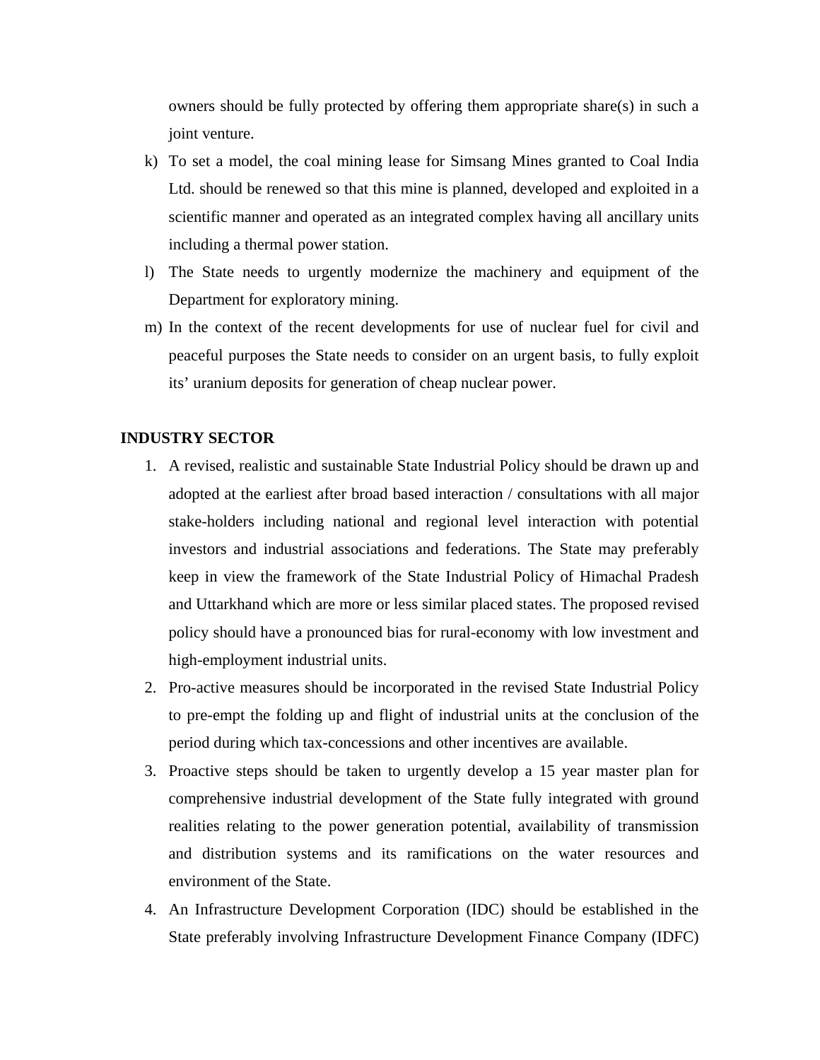owners should be fully protected by offering them appropriate share(s) in such a joint venture.

k) To set a model, the coal mining lease for Simsang Mines granted to Coal India Ltd. should be renewed so that this mine is planned, developed and exploited in a scientific manner and operated as an integrated complex having all ancillary units including a thermal power station.

l) The State needs to urgently modernize the machinery and equipment of the Department for exploratory mining.

m) In the context of the recent developments for use of nuclear fuel for civil and peaceful purposes the State needs to consider on an urgent basis, to fully exploit its' uranium deposits for generation of cheap nuclear power.

**INDUSTRY SECTOR**

1. A revised, realistic and sustainable State Industrial Policy should be drawn up and adopted at the earliest after broad based interaction / consultations with all major stake-holders including national and regional level interaction with potential investors and industrial associations and federations. The State may preferably keep in view the framework of the State Industrial Policy of Himachal Pradesh and Uttarkhand which are more or less similar placed states. The proposed revised policy should have a pronounced bias for rural-economy with low investment and high-employment industrial units.
2. Pro-active measures should be incorporated in the revised State Industrial Policy to pre-empt the folding up and flight of industrial units at the conclusion of the period during which tax-concessions and other incentives are available.
3. Proactive steps should be taken to urgently develop a 15 year master plan for comprehensive industrial development of the State fully integrated with ground realities relating to the power generation potential, availability of transmission and distribution systems and its ramifications on the water resources and environment of the State.
4. An Infrastructure Development Corporation (IDC) should be established in the State preferably involving Infrastructure Development Finance Company (IDFC)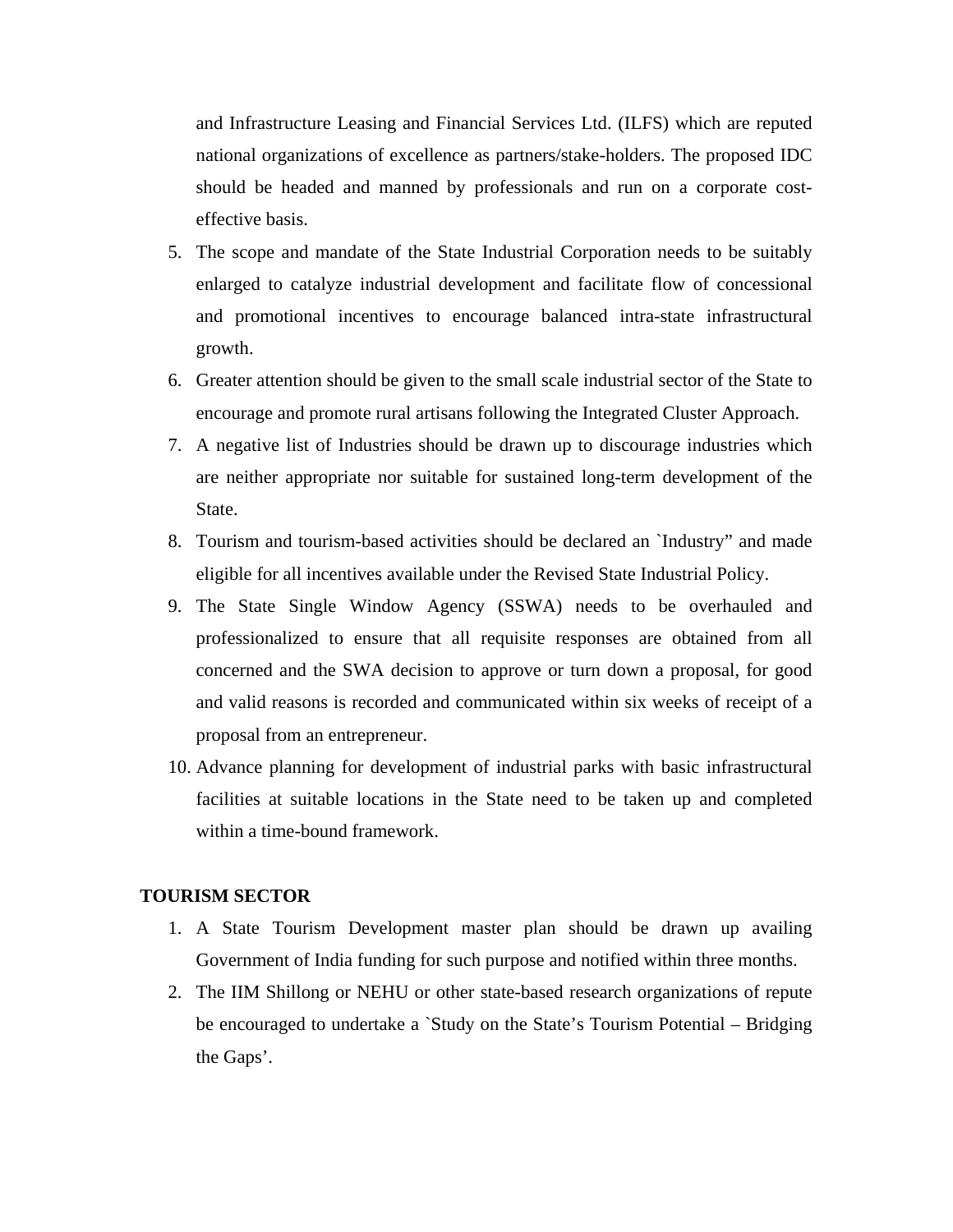and Infrastructure Leasing and Financial Services Ltd. (ILFS) which are reputed national organizations of excellence as partners/stake-holders. The proposed IDC should be headed and manned by professionals and run on a corporate cost-effective basis.

5. The scope and mandate of the State Industrial Corporation needs to be suitably enlarged to catalyze industrial development and facilitate flow of concessional and promotional incentives to encourage balanced intra-state infrastructural growth.
6. Greater attention should be given to the small scale industrial sector of the State to encourage and promote rural artisans following the Integrated Cluster Approach.
7. A negative list of Industries should be drawn up to discourage industries which are neither appropriate nor suitable for sustained long-term development of the State.
8. Tourism and tourism-based activities should be declared an `Industry" and made eligible for all incentives available under the Revised State Industrial Policy.
9. The State Single Window Agency (SSWA) needs to be overhauled and professionalized to ensure that all requisite responses are obtained from all concerned and the SWA decision to approve or turn down a proposal, for good and valid reasons is recorded and communicated within six weeks of receipt of a proposal from an entrepreneur.
10. Advance planning for development of industrial parks with basic infrastructural facilities at suitable locations in the State need to be taken up and completed within a time-bound framework.

**TOURISM SECTOR**

1. A State Tourism Development master plan should be drawn up availing Government of India funding for such purpose and notified within three months.
2. The IIM Shillong or NEHU or other state-based research organizations of repute be encouraged to undertake a `Study on the State's Tourism Potential – Bridging the Gaps'.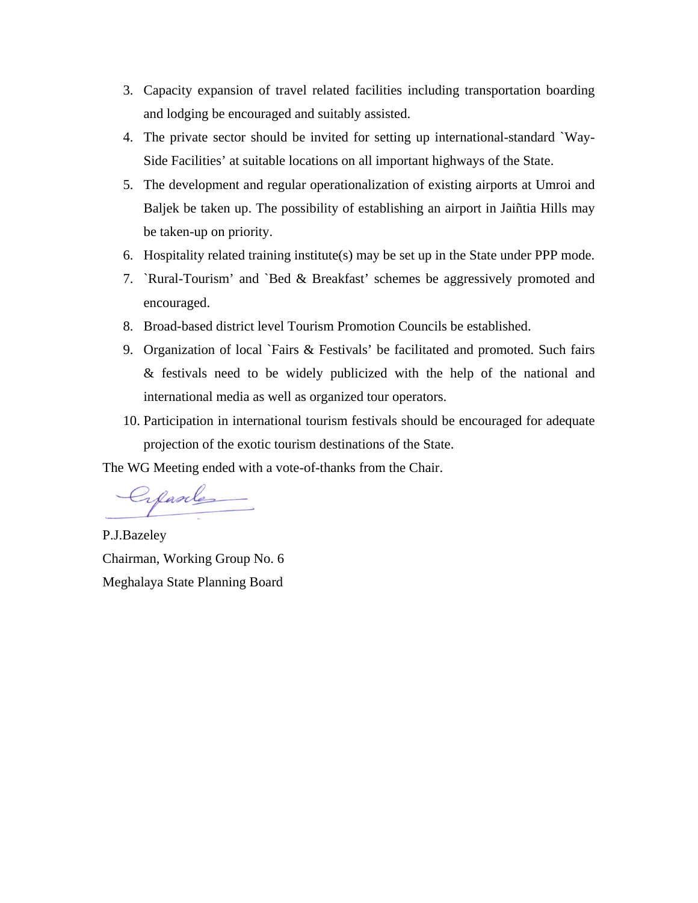3. Capacity expansion of travel related facilities including transportation boarding and lodging be encouraged and suitably assisted.
4. The private sector should be invited for setting up international-standard `Way-Side Facilities' at suitable locations on all important highways of the State.
5. The development and regular operationalization of existing airports at Umroi and Baljek be taken up. The possibility of establishing an airport in Jaiñtia Hills may be taken-up on priority.
6. Hospitality related training institute(s) may be set up in the State under PPP mode.
7. `Rural-Tourism' and `Bed & Breakfast' schemes be aggressively promoted and encouraged.
8. Broad-based district level Tourism Promotion Councils be established.
9. Organization of local `Fairs & Festivals' be facilitated and promoted. Such fairs & festivals need to be widely publicized with the help of the national and international media as well as organized tour operators.
10. Participation in international tourism festivals should be encouraged for adequate projection of the exotic tourism destinations of the State.

The WG Meeting ended with a vote-of-thanks from the Chair.

P.J.Bazeley
Chairman, Working Group No. 6
Meghalaya State Planning Board